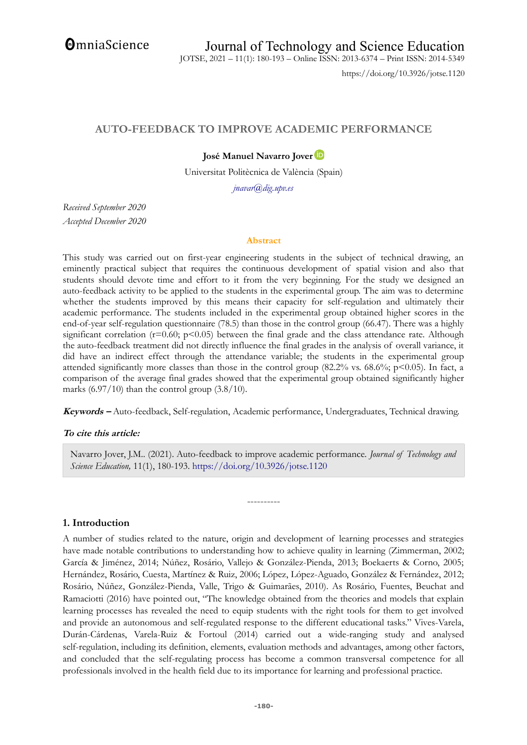# AUTO-FEEDBACK TO IMPROVE ACADEMIC PERFORMANCE

**José Manuel Navarro Jover**

Universitat Politècnica de València (Spain)

*jnavar@dig.upv.es*

*Received September 2020*

*Accepted December 2020*

## Abstract

This study was carried out on first-year engineering students in the subject of technical drawing, an eminently practical subject that requires the continuous development of spatial vision and also that students should devote time and effort to it from the very beginning. For the study we designed an auto-feedback activity to be applied to the students in the experimental group. The aim was to determine whether the students improved by this means their capacity for self-regulation and ultimately their academic performance. The students included in the experimental group obtained higher scores in the end-of-year self-regulation questionnaire (78.5) than those in the control group (66.47). There was a highly significant correlation ($r=0.60$; $p<0.05$) between the final grade and the class attendance rate. Although the auto-feedback treatment did not directly influence the final grades in the analysis of overall variance, it did have an indirect effect through the attendance variable; the students in the experimental group attended significantly more classes than those in the control group (82.2% vs. 68.6%; $p<0.05$). In fact, a comparison of the average final grades showed that the experimental group obtained significantly higher marks (6.97/10) than the control group (3.8/10).

***Keywords –*** Auto-feedback, Self-regulation, Academic performance, Undergraduates, Technical drawing.

***To cite this article:***

Navarro Jover, J.M.. (2021). Auto-feedback to improve academic performance. *Journal of Technology and Science Education,* 11(1), 180-193. https://doi.org/10.3926/jotse.1120

----------

## 1. Introduction

A number of studies related to the nature, origin and development of learning processes and strategies have made notable contributions to understanding how to achieve quality in learning (Zimmerman, 2002; García & Jiménez, 2014; Núñez, Rosário, Vallejo & González-Pienda, 2013; Boekaerts & Corno, 2005; Hernández, Rosário, Cuesta, Martínez & Ruiz, 2006; López, López-Aguado, González & Fernández, 2012; Rosário, Núñez, González-Pienda, Valle, Trigo & Guimarães, 2010). As Rosário, Fuentes, Beuchat and Ramaciotti (2016) have pointed out, "The knowledge obtained from the theories and models that explain learning processes has revealed the need to equip students with the right tools for them to get involved and provide an autonomous and self-regulated response to the different educational tasks." Vives-Varela, Durán-Cárdenas, Varela-Ruiz & Fortoul (2014) carried out a wide-ranging study and analysed self-regulation, including its definition, elements, evaluation methods and advantages, among other factors, and concluded that the self-regulating process has become a common transversal competence for all professionals involved in the health field due to its importance for learning and professional practice.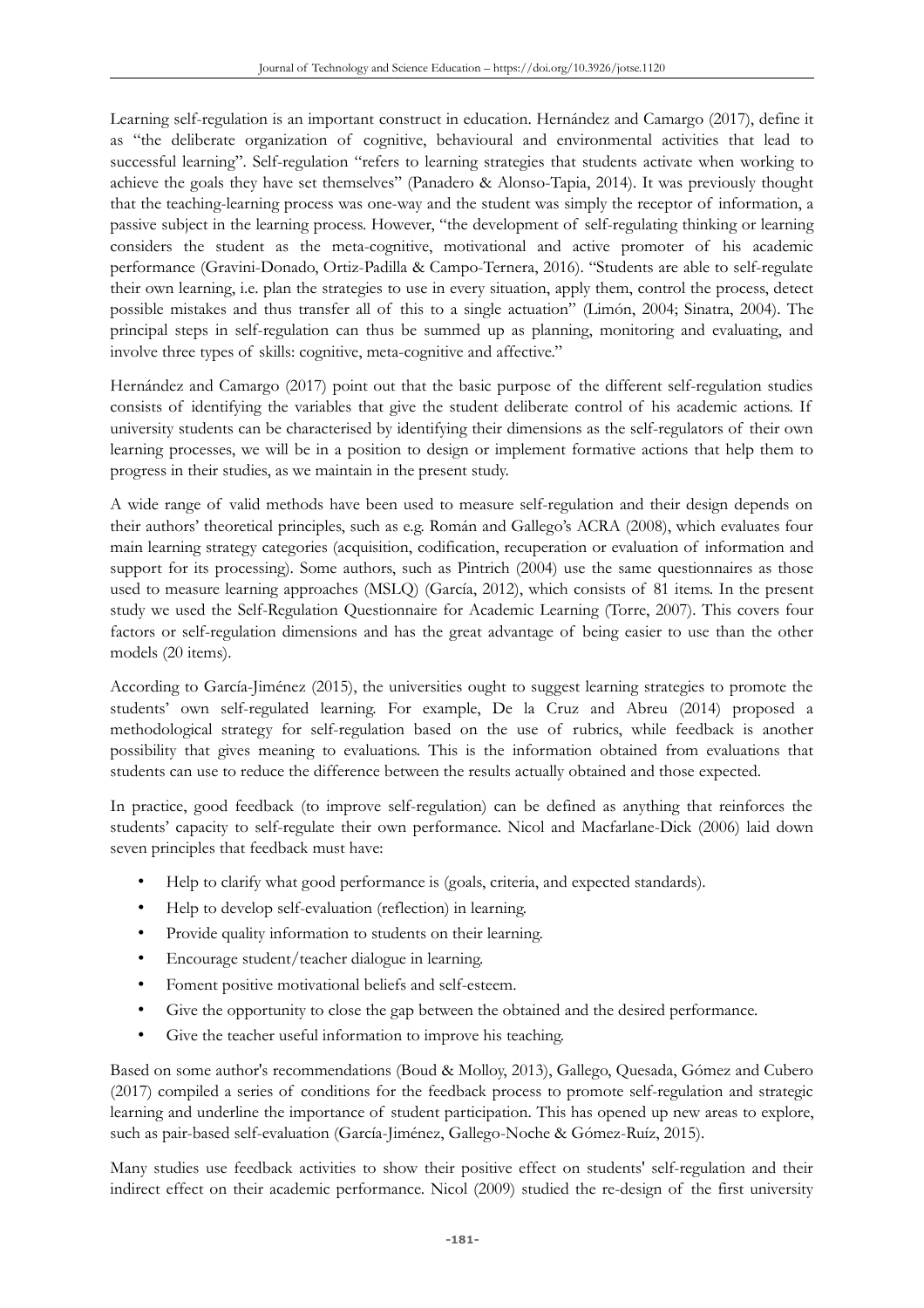Learning self-regulation is an important construct in education. Hernández and Camargo (2017), define it as "the deliberate organization of cognitive, behavioural and environmental activities that lead to successful learning". Self-regulation "refers to learning strategies that students activate when working to achieve the goals they have set themselves" (Panadero & Alonso-Tapia, 2014). It was previously thought that the teaching-learning process was one-way and the student was simply the receptor of information, a passive subject in the learning process. However, "the development of self-regulating thinking or learning considers the student as the meta-cognitive, motivational and active promoter of his academic performance (Gravini-Donado, Ortiz-Padilla & Campo-Ternera, 2016). "Students are able to self-regulate their own learning, i.e. plan the strategies to use in every situation, apply them, control the process, detect possible mistakes and thus transfer all of this to a single actuation" (Limón, 2004; Sinatra, 2004). The principal steps in self-regulation can thus be summed up as planning, monitoring and evaluating, and involve three types of skills: cognitive, meta-cognitive and affective."

Hernández and Camargo (2017) point out that the basic purpose of the different self-regulation studies consists of identifying the variables that give the student deliberate control of his academic actions. If university students can be characterised by identifying their dimensions as the self-regulators of their own learning processes, we will be in a position to design or implement formative actions that help them to progress in their studies, as we maintain in the present study.

A wide range of valid methods have been used to measure self-regulation and their design depends on their authors' theoretical principles, such as e.g. Román and Gallego's ACRA (2008), which evaluates four main learning strategy categories (acquisition, codification, recuperation or evaluation of information and support for its processing). Some authors, such as Pintrich (2004) use the same questionnaires as those used to measure learning approaches (MSLQ) (García, 2012), which consists of 81 items. In the present study we used the Self-Regulation Questionnaire for Academic Learning (Torre, 2007). This covers four factors or self-regulation dimensions and has the great advantage of being easier to use than the other models (20 items).

According to García-Jiménez (2015), the universities ought to suggest learning strategies to promote the students' own self-regulated learning. For example, De la Cruz and Abreu (2014) proposed a methodological strategy for self-regulation based on the use of rubrics, while feedback is another possibility that gives meaning to evaluations. This is the information obtained from evaluations that students can use to reduce the difference between the results actually obtained and those expected.

In practice, good feedback (to improve self-regulation) can be defined as anything that reinforces the students' capacity to self-regulate their own performance. Nicol and Macfarlane-Dick (2006) laid down seven principles that feedback must have:

- Help to clarify what good performance is (goals, criteria, and expected standards).
- Help to develop self-evaluation (reflection) in learning.
- Provide quality information to students on their learning.
- Encourage student/teacher dialogue in learning.
- Foment positive motivational beliefs and self-esteem.
- Give the opportunity to close the gap between the obtained and the desired performance.
- Give the teacher useful information to improve his teaching.

Based on some author's recommendations (Boud & Molloy, 2013), Gallego, Quesada, Gómez and Cubero (2017) compiled a series of conditions for the feedback process to promote self-regulation and strategic learning and underline the importance of student participation. This has opened up new areas to explore, such as pair-based self-evaluation (García-Jiménez, Gallego-Noche & Gómez-Ruíz, 2015).

Many studies use feedback activities to show their positive effect on students' self-regulation and their indirect effect on their academic performance. Nicol (2009) studied the re-design of the first university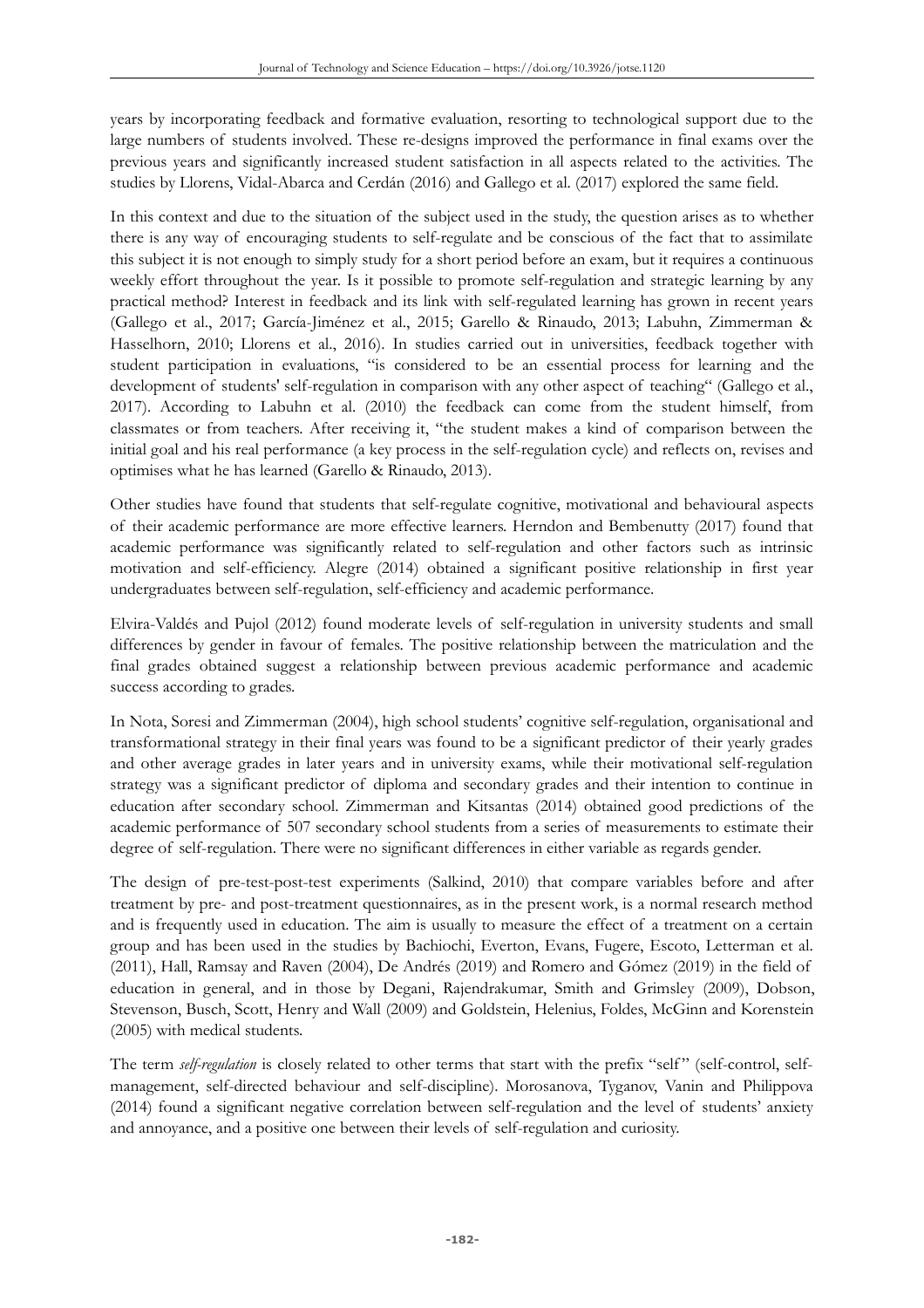years by incorporating feedback and formative evaluation, resorting to technological support due to the large numbers of students involved. These re-designs improved the performance in final exams over the previous years and significantly increased student satisfaction in all aspects related to the activities. The studies by Llorens, Vidal-Abarca and Cerdán (2016) and Gallego et al. (2017) explored the same field.

In this context and due to the situation of the subject used in the study, the question arises as to whether there is any way of encouraging students to self-regulate and be conscious of the fact that to assimilate this subject it is not enough to simply study for a short period before an exam, but it requires a continuous weekly effort throughout the year. Is it possible to promote self-regulation and strategic learning by any practical method? Interest in feedback and its link with self-regulated learning has grown in recent years (Gallego et al., 2017; García-Jiménez et al., 2015; Garello & Rinaudo, 2013; Labuhn, Zimmerman & Hasselhorn, 2010; Llorens et al., 2016). In studies carried out in universities, feedback together with student participation in evaluations, "is considered to be an essential process for learning and the development of students' self-regulation in comparison with any other aspect of teaching" (Gallego et al., 2017). According to Labuhn et al. (2010) the feedback can come from the student himself, from classmates or from teachers. After receiving it, "the student makes a kind of comparison between the initial goal and his real performance (a key process in the self-regulation cycle) and reflects on, revises and optimises what he has learned (Garello & Rinaudo, 2013).

Other studies have found that students that self-regulate cognitive, motivational and behavioural aspects of their academic performance are more effective learners. Herndon and Bembenutty (2017) found that academic performance was significantly related to self-regulation and other factors such as intrinsic motivation and self-efficiency. Alegre (2014) obtained a significant positive relationship in first year undergraduates between self-regulation, self-efficiency and academic performance.

Elvira-Valdés and Pujol (2012) found moderate levels of self-regulation in university students and small differences by gender in favour of females. The positive relationship between the matriculation and the final grades obtained suggest a relationship between previous academic performance and academic success according to grades.

In Nota, Soresi and Zimmerman (2004), high school students' cognitive self-regulation, organisational and transformational strategy in their final years was found to be a significant predictor of their yearly grades and other average grades in later years and in university exams, while their motivational self-regulation strategy was a significant predictor of diploma and secondary grades and their intention to continue in education after secondary school. Zimmerman and Kitsantas (2014) obtained good predictions of the academic performance of 507 secondary school students from a series of measurements to estimate their degree of self-regulation. There were no significant differences in either variable as regards gender.

The design of pre-test-post-test experiments (Salkind, 2010) that compare variables before and after treatment by pre- and post-treatment questionnaires, as in the present work, is a normal research method and is frequently used in education. The aim is usually to measure the effect of a treatment on a certain group and has been used in the studies by Bachiochi, Everton, Evans, Fugere, Escoto, Letterman et al. (2011), Hall, Ramsay and Raven (2004), De Andrés (2019) and Romero and Gómez (2019) in the field of education in general, and in those by Degani, Rajendrakumar, Smith and Grimsley (2009), Dobson, Stevenson, Busch, Scott, Henry and Wall (2009) and Goldstein, Helenius, Foldes, McGinn and Korenstein (2005) with medical students.

The term *self-regulation* is closely related to other terms that start with the prefix "self" (self-control, self-management, self-directed behaviour and self-discipline). Morosanova, Tyganov, Vanin and Philippova (2014) found a significant negative correlation between self-regulation and the level of students' anxiety and annoyance, and a positive one between their levels of self-regulation and curiosity.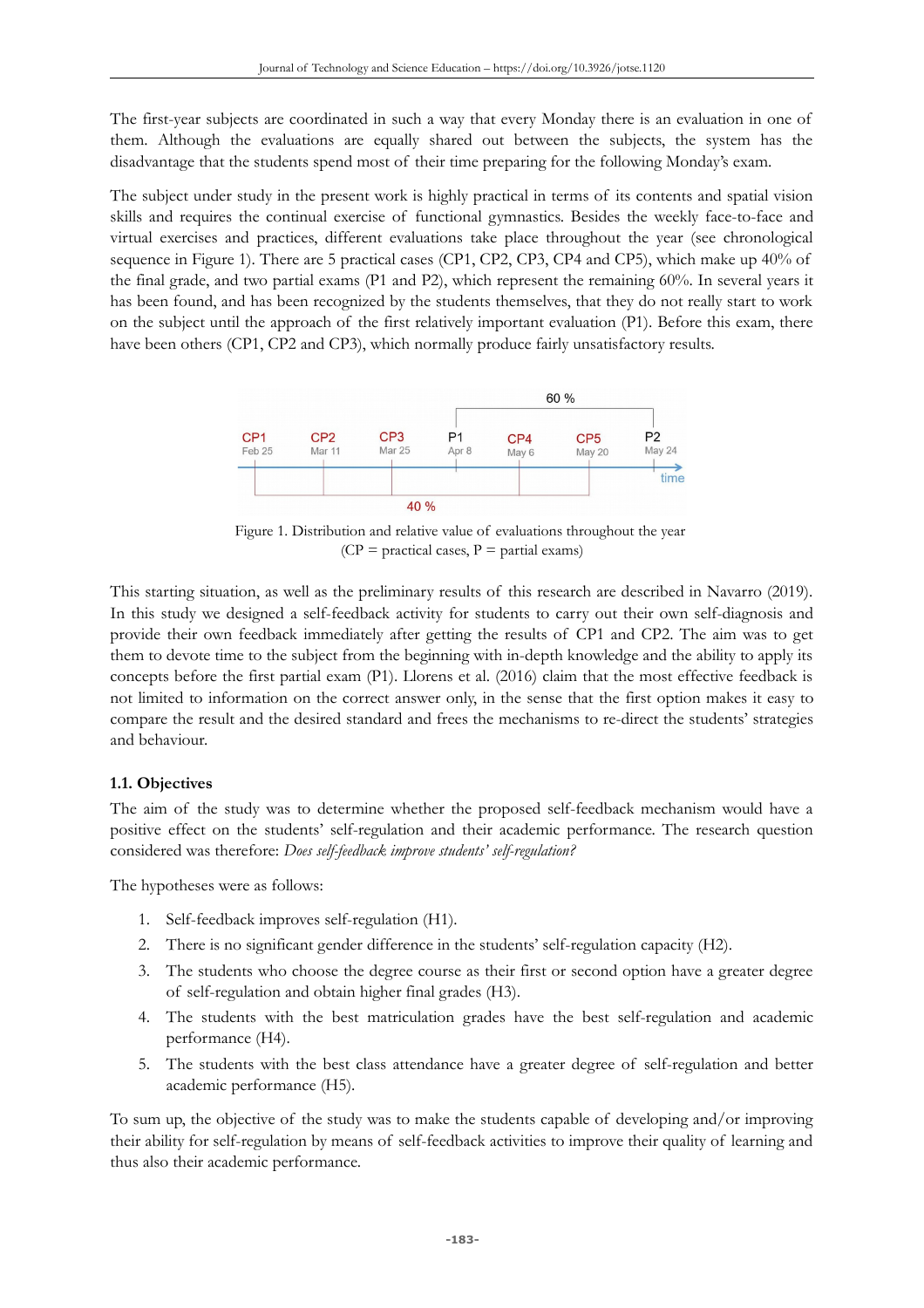The first-year subjects are coordinated in such a way that every Monday there is an evaluation in one of them. Although the evaluations are equally shared out between the subjects, the system has the disadvantage that the students spend most of their time preparing for the following Monday's exam.

The subject under study in the present work is highly practical in terms of its contents and spatial vision skills and requires the continual exercise of functional gymnastics. Besides the weekly face-to-face and virtual exercises and practices, different evaluations take place throughout the year (see chronological sequence in Figure 1). There are 5 practical cases (CP1, CP2, CP3, CP4 and CP5), which make up 40% of the final grade, and two partial exams (P1 and P2), which represent the remaining 60%. In several years it has been found, and has been recognized by the students themselves, that they do not really start to work on the subject until the approach of the first relatively important evaluation (P1). Before this exam, there have been others (CP1, CP2 and CP3), which normally produce fairly unsatisfactory results.

Figure 1. Distribution and relative value of evaluations throughout the year (CP = practical cases, P = partial exams)

This starting situation, as well as the preliminary results of this research are described in Navarro (2019). In this study we designed a self-feedback activity for students to carry out their own self-diagnosis and provide their own feedback immediately after getting the results of CP1 and CP2. The aim was to get them to devote time to the subject from the beginning with in-depth knowledge and the ability to apply its concepts before the first partial exam (P1). Llorens et al. (2016) claim that the most effective feedback is not limited to information on the correct answer only, in the sense that the first option makes it easy to compare the result and the desired standard and frees the mechanisms to re-direct the students' strategies and behaviour.

### 1.1. Objectives

The aim of the study was to determine whether the proposed self-feedback mechanism would have a positive effect on the students' self-regulation and their academic performance. The research question considered was therefore: *Does self-feedback improve students' self-regulation?*

The hypotheses were as follows:

1. Self-feedback improves self-regulation (H1).
2. There is no significant gender difference in the students' self-regulation capacity (H2).
3. The students who choose the degree course as their first or second option have a greater degree of self-regulation and obtain higher final grades (H3).
4. The students with the best matriculation grades have the best self-regulation and academic performance (H4).
5. The students with the best class attendance have a greater degree of self-regulation and better academic performance (H5).

To sum up, the objective of the study was to make the students capable of developing and/or improving their ability for self-regulation by means of self-feedback activities to improve their quality of learning and thus also their academic performance.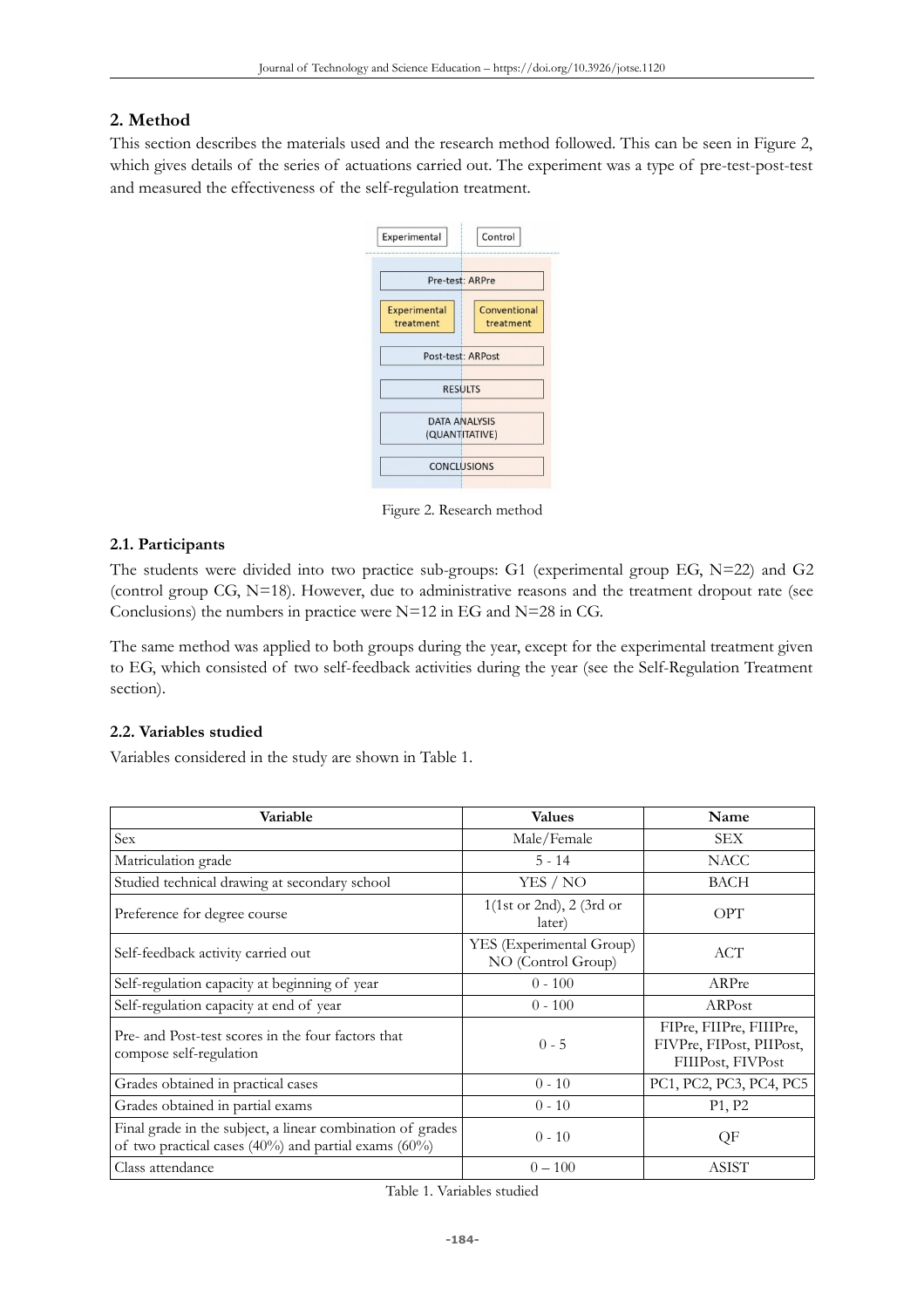## 2. Method

This section describes the materials used and the research method followed. This can be seen in Figure 2, which gives details of the series of actuations carried out. The experiment was a type of pre-test-post-test and measured the effectiveness of the self-regulation treatment.

Figure 2. Research method

### 2.1. Participants

The students were divided into two practice sub-groups: G1 (experimental group EG, N=22) and G2 (control group CG, N=18). However, due to administrative reasons and the treatment dropout rate (see Conclusions) the numbers in practice were N=12 in EG and N=28 in CG.

The same method was applied to both groups during the year, except for the experimental treatment given to EG, which consisted of two self-feedback activities during the year (see the Self-Regulation Treatment section).

### 2.2. Variables studied

Variables considered in the study are shown in Table 1.

| Variable | Values | Name |
|---|---|---|
| Sex | Male/Female | SEX |
| Matriculation grade | 5 - 14 | NACC |
| Studied technical drawing at secondary school | YES / NO | BACH |
| Preference for degree course | 1(1st or 2nd), 2 (3rd or later) | OPT |
| Self-feedback activity carried out | YES (Experimental Group) NO (Control Group) | ACT |
| Self-regulation capacity at beginning of year | 0 - 100 | ARPre |
| Self-regulation capacity at end of year | 0 - 100 | ARPost |
| Pre- and Post-test scores in the four factors that compose self-regulation | 0 - 5 | FIPre, FIIPre, FIIIPre, FIVPre, FIPost, PIIPost, FIIIPost, FIVPost |
| Grades obtained in practical cases | 0 - 10 | PC1, PC2, PC3, PC4, PC5 |
| Grades obtained in partial exams | 0 - 10 | P1, P2 |
| Final grade in the subject, a linear combination of grades of two practical cases (40%) and partial exams (60%) | 0 - 10 | QF |
| Class attendance | 0 – 100 | ASIST |

Table 1. Variables studied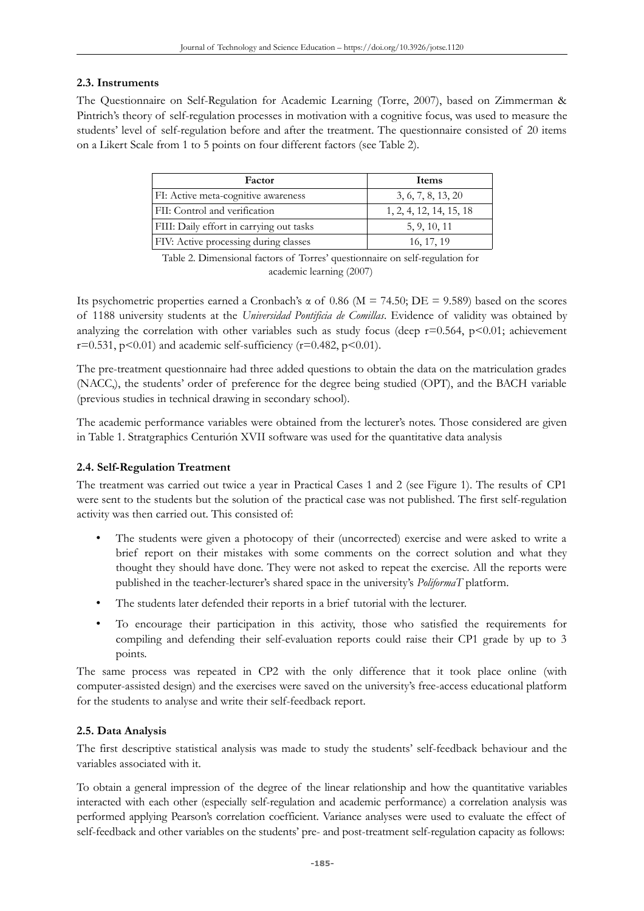### 2.3. Instruments

The Questionnaire on Self-Regulation for Academic Learning (Torre, 2007), based on Zimmerman & Pintrich's theory of self-regulation processes in motivation with a cognitive focus, was used to measure the students' level of self-regulation before and after the treatment. The questionnaire consisted of 20 items on a Likert Scale from 1 to 5 points on four different factors (see Table 2).

| Factor | Items |
|---|---|
| FI: Active meta-cognitive awareness | 3, 6, 7, 8, 13, 20 |
| FII: Control and verification | 1, 2, 4, 12, 14, 15, 18 |
| FIII: Daily effort in carrying out tasks | 5, 9, 10, 11 |
| FIV: Active processing during classes | 16, 17, 19 |

Table 2. Dimensional factors of Torres' questionnaire on self-regulation for academic learning (2007)

Its psychometric properties earned a Cronbach's $\alpha$ of 0.86 (M = 74.50; DE = 9.589) based on the scores of 1188 university students at the *Universidad Pontificia de Comillas*. Evidence of validity was obtained by analyzing the correlation with other variables such as study focus (deep $r=0.564$, $p<0.01$; achievement $r=0.531$, $p<0.01$) and academic self-sufficiency ($r=0.482$, $p<0.01$).

The pre-treatment questionnaire had three added questions to obtain the data on the matriculation grades (NACC,), the students' order of preference for the degree being studied (OPT), and the BACH variable (previous studies in technical drawing in secondary school).

The academic performance variables were obtained from the lecturer's notes. Those considered are given in Table 1. Stratgraphics Centurión XVII software was used for the quantitative data analysis

### 2.4. Self-Regulation Treatment

The treatment was carried out twice a year in Practical Cases 1 and 2 (see Figure 1). The results of CP1 were sent to the students but the solution of the practical case was not published. The first self-regulation activity was then carried out. This consisted of:

- The students were given a photocopy of their (uncorrected) exercise and were asked to write a brief report on their mistakes with some comments on the correct solution and what they thought they should have done. They were not asked to repeat the exercise. All the reports were published in the teacher-lecturer's shared space in the university's *PoliformaT* platform.
- The students later defended their reports in a brief tutorial with the lecturer.
- To encourage their participation in this activity, those who satisfied the requirements for compiling and defending their self-evaluation reports could raise their CP1 grade by up to 3 points.

The same process was repeated in CP2 with the only difference that it took place online (with computer-assisted design) and the exercises were saved on the university's free-access educational platform for the students to analyse and write their self-feedback report.

### 2.5. Data Analysis

The first descriptive statistical analysis was made to study the students' self-feedback behaviour and the variables associated with it.

To obtain a general impression of the degree of the linear relationship and how the quantitative variables interacted with each other (especially self-regulation and academic performance) a correlation analysis was performed applying Pearson's correlation coefficient. Variance analyses were used to evaluate the effect of self-feedback and other variables on the students' pre- and post-treatment self-regulation capacity as follows: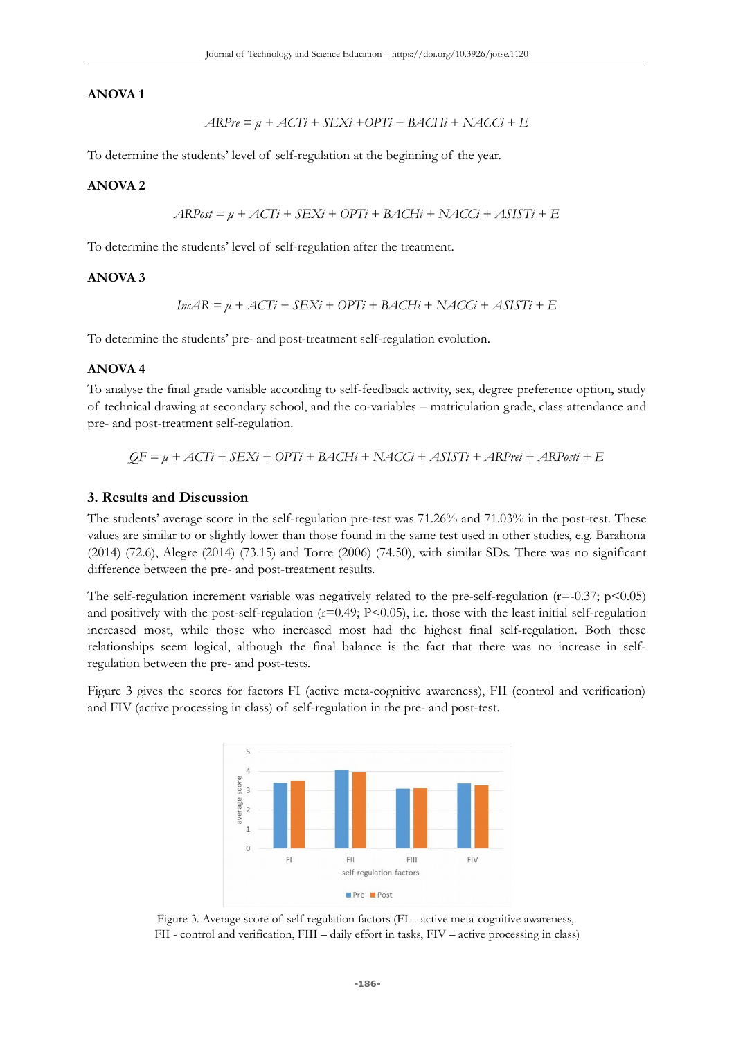**ANOVA 1**

$$ARPre = \mu + ACTi + SEXi + OPTi + BACHi + NACCi + E$$

To determine the students' level of self-regulation at the beginning of the year.

**ANOVA 2**

$$ARPost = \mu + ACTi + SEXi + OPTi + BACHi + NACCi + ASISTi + E$$

To determine the students' level of self-regulation after the treatment.

**ANOVA 3**

$$IncAR = \mu + ACTi + SEXi + OPTi + BACHi + NACCi + ASISTi + E$$

To determine the students' pre- and post-treatment self-regulation evolution.

**ANOVA 4**

To analyse the final grade variable according to self-feedback activity, sex, degree preference option, study of technical drawing at secondary school, and the co-variables – matriculation grade, class attendance and pre- and post-treatment self-regulation.

$$QF = \mu + ACTi + SEXi + OPTi + BACHi + NACCi + ASISTi + ARPrei + ARPosti + E$$

## 3. Results and Discussion

The students' average score in the self-regulation pre-test was 71.26% and 71.03% in the post-test. These values are similar to or slightly lower than those found in the same test used in other studies, e.g. Barahona (2014) (72.6), Alegre (2014) (73.15) and Torre (2006) (74.50), with similar SDs. There was no significant difference between the pre- and post-treatment results.

The self-regulation increment variable was negatively related to the pre-self-regulation ($r=-0.37$; $p<0.05$) and positively with the post-self-regulation ($r=0.49$; $P<0.05$), i.e. those with the least initial self-regulation increased most, while those who increased most had the highest final self-regulation. Both these relationships seem logical, although the final balance is the fact that there was no increase in self-regulation between the pre- and post-tests.

Figure 3 gives the scores for factors FI (active meta-cognitive awareness), FII (control and verification) and FIV (active processing in class) of self-regulation in the pre- and post-test.

Figure 3. Average score of self-regulation factors (FI – active meta-cognitive awareness, FII - control and verification, FIII – daily effort in tasks, FIV – active processing in class)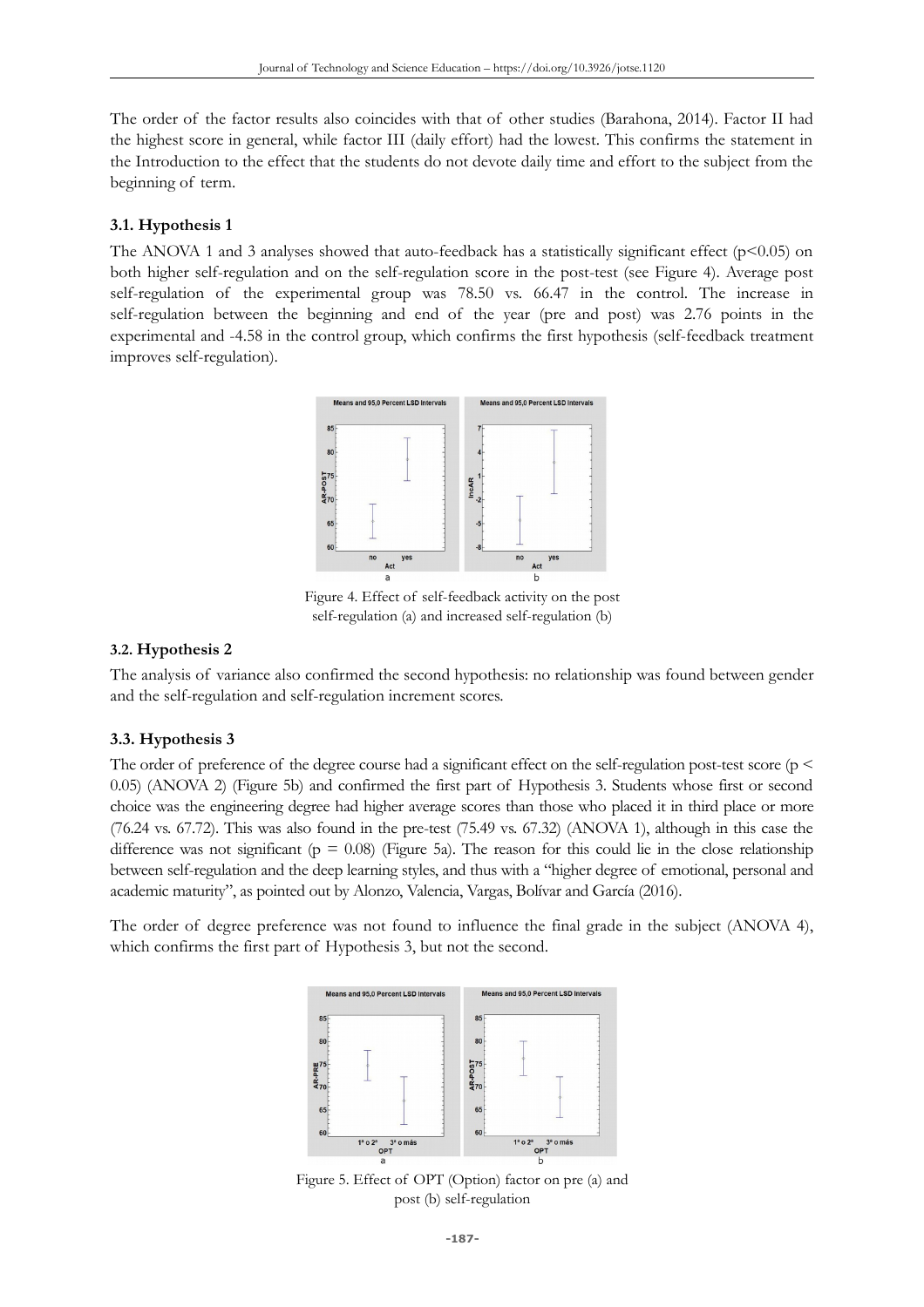The order of the factor results also coincides with that of other studies (Barahona, 2014). Factor II had the highest score in general, while factor III (daily effort) had the lowest. This confirms the statement in the Introduction to the effect that the students do not devote daily time and effort to the subject from the beginning of term.

### 3.1. Hypothesis 1

The ANOVA 1 and 3 analyses showed that auto-feedback has a statistically significant effect ($p<0.05$) on both higher self-regulation and on the self-regulation score in the post-test (see Figure 4). Average post self-regulation of the experimental group was 78.50 vs. 66.47 in the control. The increase in self-regulation between the beginning and end of the year (pre and post) was 2.76 points in the experimental and -4.58 in the control group, which confirms the first hypothesis (self-feedback treatment improves self-regulation).

Figure 4. Effect of self-feedback activity on the post self-regulation (a) and increased self-regulation (b)

### 3.2. Hypothesis 2

The analysis of variance also confirmed the second hypothesis: no relationship was found between gender and the self-regulation and self-regulation increment scores.

### 3.3. Hypothesis 3

The order of preference of the degree course had a significant effect on the self-regulation post-test score ($p < 0.05$) (ANOVA 2) (Figure 5b) and confirmed the first part of Hypothesis 3. Students whose first or second choice was the engineering degree had higher average scores than those who placed it in third place or more (76.24 vs. 67.72). This was also found in the pre-test (75.49 vs. 67.32) (ANOVA 1), although in this case the difference was not significant ($p = 0.08$) (Figure 5a). The reason for this could lie in the close relationship between self-regulation and the deep learning styles, and thus with a "higher degree of emotional, personal and academic maturity", as pointed out by Alonzo, Valencia, Vargas, Bolívar and García (2016).

The order of degree preference was not found to influence the final grade in the subject (ANOVA 4), which confirms the first part of Hypothesis 3, but not the second.

Figure 5. Effect of OPT (Option) factor on pre (a) and post (b) self-regulation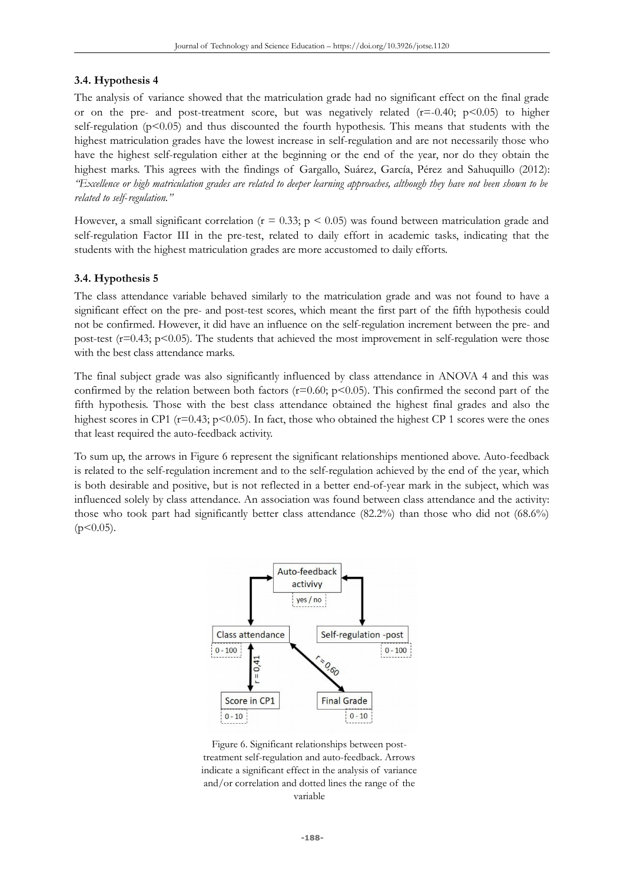### 3.4. Hypothesis 4

The analysis of variance showed that the matriculation grade had no significant effect on the final grade or on the pre- and post-treatment score, but was negatively related ($r=-0.40$; $p<0.05$) to higher self-regulation ($p<0.05$) and thus discounted the fourth hypothesis. This means that students with the highest matriculation grades have the lowest increase in self-regulation and are not necessarily those who have the highest self-regulation either at the beginning or the end of the year, nor do they obtain the highest marks. This agrees with the findings of Gargallo, Suárez, García, Pérez and Sahuquillo (2012): *"Excellence or high matriculation grades are related to deeper learning approaches, although they have not been shown to be related to self-regulation."*

However, a small significant correlation ($r = 0.33$; $p < 0.05$) was found between matriculation grade and self-regulation Factor III in the pre-test, related to daily effort in academic tasks, indicating that the students with the highest matriculation grades are more accustomed to daily efforts.

### 3.4. Hypothesis 5

The class attendance variable behaved similarly to the matriculation grade and was not found to have a significant effect on the pre- and post-test scores, which meant the first part of the fifth hypothesis could not be confirmed. However, it did have an influence on the self-regulation increment between the pre- and post-test ($r=0.43$; $p<0.05$). The students that achieved the most improvement in self-regulation were those with the best class attendance marks.

The final subject grade was also significantly influenced by class attendance in ANOVA 4 and this was confirmed by the relation between both factors ($r=0.60$; $p<0.05$). This confirmed the second part of the fifth hypothesis. Those with the best class attendance obtained the highest final grades and also the highest scores in CP1 ($r=0.43$; $p<0.05$). In fact, those who obtained the highest CP 1 scores were the ones that least required the auto-feedback activity.

To sum up, the arrows in Figure 6 represent the significant relationships mentioned above. Auto-feedback is related to the self-regulation increment and to the self-regulation achieved by the end of the year, which is both desirable and positive, but is not reflected in a better end-of-year mark in the subject, which was influenced solely by class attendance. An association was found between class attendance and the activity: those who took part had significantly better class attendance (82.2%) than those who did not (68.6%) ($p<0.05$).

Figure 6. Significant relationships between post-treatment self-regulation and auto-feedback. Arrows indicate a significant effect in the analysis of variance and/or correlation and dotted lines the range of the variable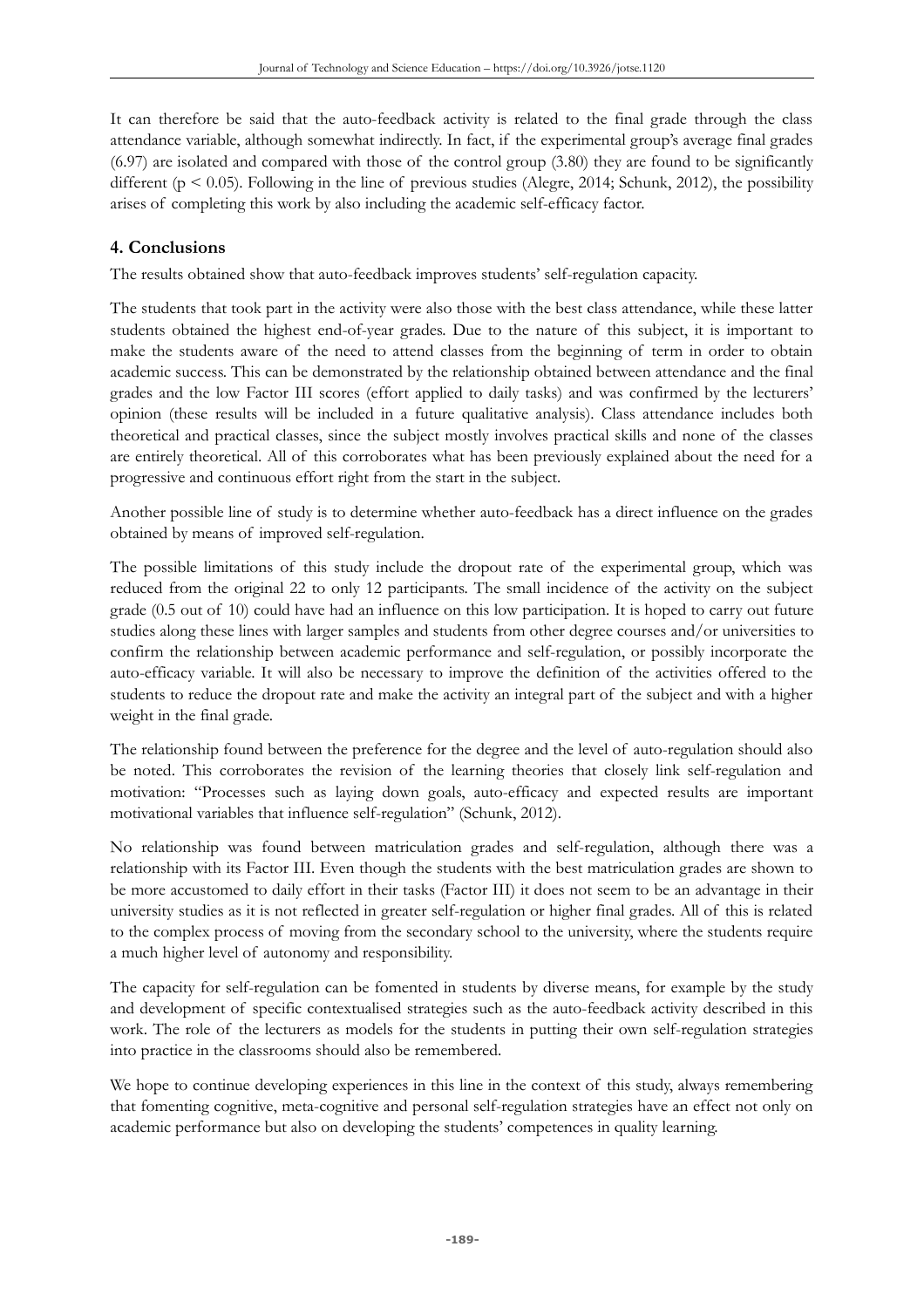It can therefore be said that the auto-feedback activity is related to the final grade through the class attendance variable, although somewhat indirectly. In fact, if the experimental group's average final grades (6.97) are isolated and compared with those of the control group (3.80) they are found to be significantly different ($p < 0.05$). Following in the line of previous studies (Alegre, 2014; Schunk, 2012), the possibility arises of completing this work by also including the academic self-efficacy factor.

## 4. Conclusions

The results obtained show that auto-feedback improves students' self-regulation capacity.

The students that took part in the activity were also those with the best class attendance, while these latter students obtained the highest end-of-year grades. Due to the nature of this subject, it is important to make the students aware of the need to attend classes from the beginning of term in order to obtain academic success. This can be demonstrated by the relationship obtained between attendance and the final grades and the low Factor III scores (effort applied to daily tasks) and was confirmed by the lecturers' opinion (these results will be included in a future qualitative analysis). Class attendance includes both theoretical and practical classes, since the subject mostly involves practical skills and none of the classes are entirely theoretical. All of this corroborates what has been previously explained about the need for a progressive and continuous effort right from the start in the subject.

Another possible line of study is to determine whether auto-feedback has a direct influence on the grades obtained by means of improved self-regulation.

The possible limitations of this study include the dropout rate of the experimental group, which was reduced from the original 22 to only 12 participants. The small incidence of the activity on the subject grade (0.5 out of 10) could have had an influence on this low participation. It is hoped to carry out future studies along these lines with larger samples and students from other degree courses and/or universities to confirm the relationship between academic performance and self-regulation, or possibly incorporate the auto-efficacy variable. It will also be necessary to improve the definition of the activities offered to the students to reduce the dropout rate and make the activity an integral part of the subject and with a higher weight in the final grade.

The relationship found between the preference for the degree and the level of auto-regulation should also be noted. This corroborates the revision of the learning theories that closely link self-regulation and motivation: "Processes such as laying down goals, auto-efficacy and expected results are important motivational variables that influence self-regulation" (Schunk, 2012).

No relationship was found between matriculation grades and self-regulation, although there was a relationship with its Factor III. Even though the students with the best matriculation grades are shown to be more accustomed to daily effort in their tasks (Factor III) it does not seem to be an advantage in their university studies as it is not reflected in greater self-regulation or higher final grades. All of this is related to the complex process of moving from the secondary school to the university, where the students require a much higher level of autonomy and responsibility.

The capacity for self-regulation can be fomented in students by diverse means, for example by the study and development of specific contextualised strategies such as the auto-feedback activity described in this work. The role of the lecturers as models for the students in putting their own self-regulation strategies into practice in the classrooms should also be remembered.

We hope to continue developing experiences in this line in the context of this study, always remembering that fomenting cognitive, meta-cognitive and personal self-regulation strategies have an effect not only on academic performance but also on developing the students' competences in quality learning.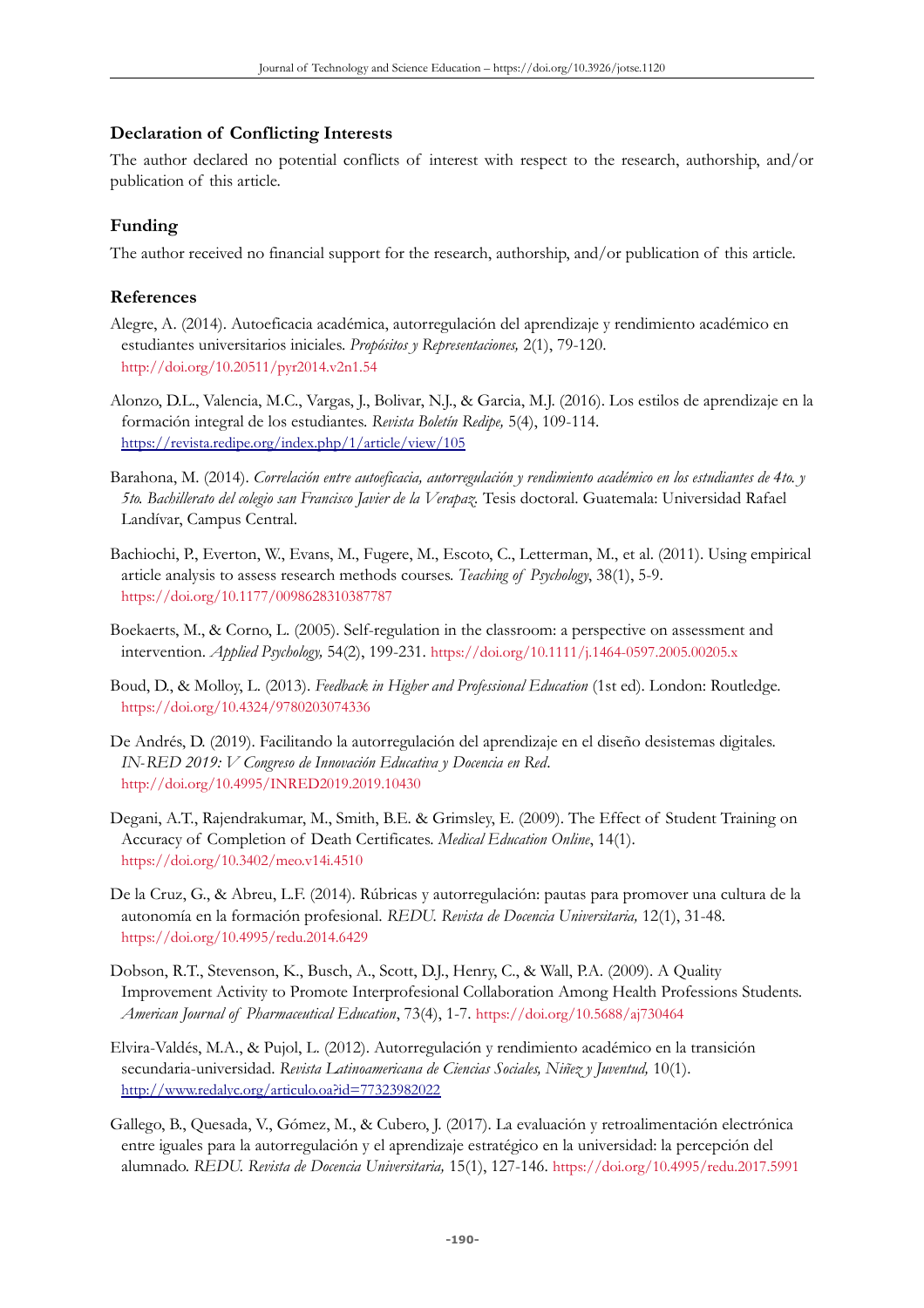## Declaration of Conflicting Interests

The author declared no potential conflicts of interest with respect to the research, authorship, and/or publication of this article.

## Funding

The author received no financial support for the research, authorship, and/or publication of this article.

## References

Alegre, A. (2014). Autoeficacia académica, autorregulación del aprendizaje y rendimiento académico en estudiantes universitarios iniciales. *Propósitos y Representaciones,* 2(1), 79-120. http://doi.org/10.20511/pyr2014.v2n1.54

Alonzo, D.L., Valencia, M.C., Vargas, J., Bolivar, N.J., & Garcia, M.J. (2016). Los estilos de aprendizaje en la formación integral de los estudiantes. *Revista Boletín Redipe,* 5(4), 109-114. https://revista.redipe.org/index.php/1/article/view/105

Barahona, M. (2014). *Correlación entre autoeficacia, autorregulación y rendimiento académico en los estudiantes de 4to. y 5to. Bachillerato del colegio san Francisco Javier de la Verapaz.* Tesis doctoral. Guatemala: Universidad Rafael Landívar, Campus Central.

Bachiochi, P., Everton, W., Evans, M., Fugere, M., Escoto, C., Letterman, M., et al. (2011). Using empirical article analysis to assess research methods courses. *Teaching of Psychology*, 38(1), 5-9. https://doi.org/10.1177/0098628310387787

Boekaerts, M., & Corno, L. (2005). Self-regulation in the classroom: a perspective on assessment and intervention. *Applied Psychology,* 54(2), 199-231. https://doi.org/10.1111/j.1464-0597.2005.00205.x

Boud, D., & Molloy, L. (2013). *Feedback in Higher and Professional Education* (1st ed). London: Routledge. https://doi.org/10.4324/9780203074336

De Andrés, D. (2019). Facilitando la autorregulación del aprendizaje en el diseño desistemas digitales. *IN-RED 2019: V Congreso de Innovación Educativa y Docencia en Red*. http://doi.org/10.4995/INRED2019.2019.10430

Degani, A.T., Rajendrakumar, M., Smith, B.E. & Grimsley, E. (2009). The Effect of Student Training on Accuracy of Completion of Death Certificates. *Medical Education Online*, 14(1). https://doi.org/10.3402/meo.v14i.4510

De la Cruz, G., & Abreu, L.F. (2014). Rúbricas y autorregulación: pautas para promover una cultura de la autonomía en la formación profesional. *REDU. Revista de Docencia Universitaria,* 12(1), 31-48. https://doi.org/10.4995/redu.2014.6429

Dobson, R.T., Stevenson, K., Busch, A., Scott, D.J., Henry, C., & Wall, P.A. (2009). A Quality Improvement Activity to Promote Interprofesional Collaboration Among Health Professions Students. *American Journal of Pharmaceutical Education*, 73(4), 1-7. https://doi.org/10.5688/aj730464

Elvira-Valdés, M.A., & Pujol, L. (2012). Autorregulación y rendimiento académico en la transición secundaria-universidad. *Revista Latinoamericana de Ciencias Sociales, Niñez y Juventud,* 10(1). http://www.redalyc.org/articulo.oa?id=77323982022

Gallego, B., Quesada, V., Gómez, M., & Cubero, J. (2017). La evaluación y retroalimentación electrónica entre iguales para la autorregulación y el aprendizaje estratégico en la universidad: la percepción del alumnado. *REDU. Revista de Docencia Universitaria,* 15(1), 127-146. https://doi.org/10.4995/redu.2017.5991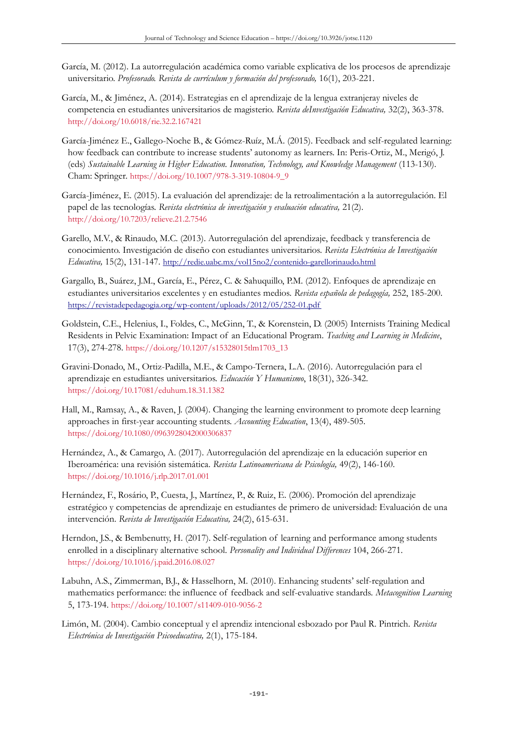García, M. (2012). La autorregulación académica como variable explicativa de los procesos de aprendizaje universitario. *Profesorado. Revista de currículum y formación del profesorado,* 16(1), 203-221.

García, M., & Jiménez, A. (2014). Estrategias en el aprendizaje de la lengua extranjeray niveles de competencia en estudiantes universitarios de magisterio. *Revista deInvestigación Educativa,* 32(2), 363-378. http://doi.org/10.6018/rie.32.2.167421

García-Jiménez E., Gallego-Noche B., & Gómez-Ruíz, M.Á. (2015). Feedback and self-regulated learning: how feedback can contribute to increase students' autonomy as learners. In: Peris-Ortiz, M., Merigó, J. (eds) *Sustainable Learning in Higher Education. Innovation, Technology, and Knowledge Management* (113-130). Cham: Springer. https://doi.org/10.1007/978-3-319-10804-9_9

García-Jiménez, E. (2015). La evaluación del aprendizaje: de la retroalimentación a la autorregulación. El papel de las tecnologías. *Revista electrónica de investigación y evaluación educativa,* 21(2). http://doi.org/10.7203/relieve.21.2.7546

Garello, M.V., & Rinaudo, M.C. (2013). Autorregulación del aprendizaje, feedback y transferencia de conocimiento. Investigación de diseño con estudiantes universitarios. *Revista Electrónica de Investigación Educativa,* 15(2), 131-147. http://redie.uabc.mx/vol15no2/contenido-garellorinaudo.html

Gargallo, B., Suárez, J.M., García, E., Pérez, C. & Sahuquillo, P.M. (2012). Enfoques de aprendizaje en estudiantes universitarios excelentes y en estudiantes medios. *Revista española de pedagogía,* 252, 185-200. https://revistadepedagogia.org/wp-content/uploads/2012/05/252-01.pdf

Goldstein, C.E., Helenius, I., Foldes, C., McGinn, T., & Korenstein, D. (2005) Internists Training Medical Residents in Pelvic Examination: Impact of an Educational Program. *Teaching and Learning in Medicine*, 17(3), 274-278. https://doi.org/10.1207/s15328015tlm1703_13

Gravini-Donado, M., Ortiz-Padilla, M.E., & Campo-Ternera, L.A. (2016). Autorregulación para el aprendizaje en estudiantes universitarios. *Educación Y Humanismo*, 18(31), 326-342. https://doi.org/10.17081/eduhum.18.31.1382

Hall, M., Ramsay, A., & Raven, J. (2004). Changing the learning environment to promote deep learning approaches in first-year accounting students. *Accounting Education*, 13(4), 489-505. https://doi.org/10.1080/0963928042000306837

Hernández, A., & Camargo, A. (2017). Autorregulación del aprendizaje en la educación superior en Iberoamérica: una revisión sistemática. *Revista Latinoamericana de Psicología,* 49(2), 146-160. https://doi.org/10.1016/j.rlp.2017.01.001

Hernández, F., Rosário, P., Cuesta, J., Martínez, P., & Ruiz, E. (2006). Promoción del aprendizaje estratégico y competencias de aprendizaje en estudiantes de primero de universidad: Evaluación de una intervención. *Revista de Investigación Educativa,* 24(2), 615-631.

Herndon, J.S., & Bembenutty, H. (2017). Self-regulation of learning and performance among students enrolled in a disciplinary alternative school. *Personality and Individual Differences* 104, 266-271. https://doi.org/10.1016/j.paid.2016.08.027

Labuhn, A.S., Zimmerman, B.J., & Hasselhorn, M. (2010). Enhancing students' self-regulation and mathematics performance: the influence of feedback and self-evaluative standards. *Metacognition Learning* 5, 173-194. https://doi.org/10.1007/s11409-010-9056-2

Limón, M. (2004). Cambio conceptual y el aprendiz intencional esbozado por Paul R. Pintrich. *Revista Electrónica de Investigación Psicoeducativa,* 2(1), 175-184.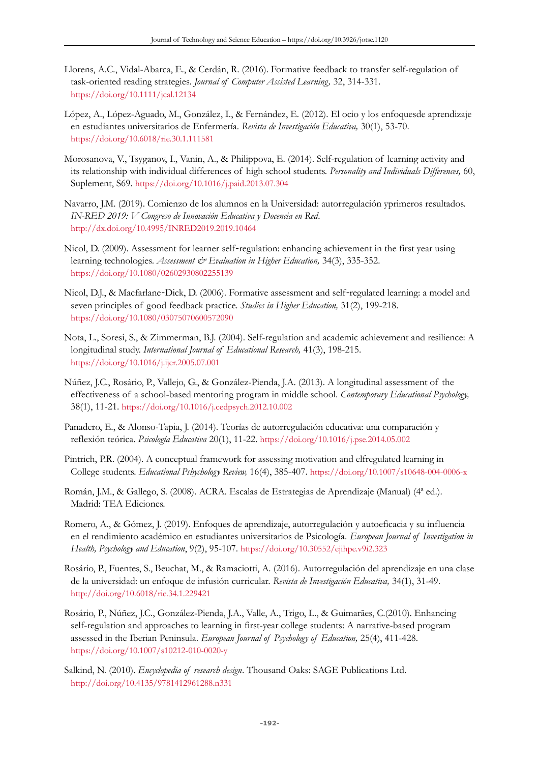Llorens, A.C., Vidal-Abarca, E., & Cerdán, R. (2016). Formative feedback to transfer self-regulation of task-oriented reading strategies. *Journal of Computer Assisted Learning,* 32, 314-331. https://doi.org/10.1111/jcal.12134

López, A., López-Aguado, M., González, I., & Fernández, E. (2012). El ocio y los enfoquesde aprendizaje en estudiantes universitarios de Enfermería. *Revista de Investigación Educativa,* 30(1), 53-70. https://doi.org/10.6018/rie.30.1.111581

Morosanova, V., Tsyganov, I., Vanin, A., & Philippova, E. (2014). Self-regulation of learning activity and its relationship with individual differences of high school students. *Personality and Individuals Differences,* 60, Suplement, S69. https://doi.org/10.1016/j.paid.2013.07.304

Navarro, J.M. (2019). Comienzo de los alumnos en la Universidad: autorregulación yprimeros resultados. *IN-RED 2019: V Congreso de Innovación Educativa y Docencia en Red*. http://dx.doi.org/10.4995/INRED2019.2019.10464

Nicol, D. (2009). Assessment for learner self-regulation: enhancing achievement in the first year using learning technologies. *Assessment & Evaluation in Higher Education,* 34(3), 335-352. https://doi.org/10.1080/02602930802255139

Nicol, D.J., & Macfarlane-Dick, D. (2006). Formative assessment and self-regulated learning: a model and seven principles of good feedback practice. *Studies in Higher Education,* 31(2), 199-218. https://doi.org/10.1080/03075070600572090

Nota, L., Soresi, S., & Zimmerman, B.J. (2004). Self-regulation and academic achievement and resilience: A longitudinal study. *International Journal of Educational Research,* 41(3), 198-215. https://doi.org/10.1016/j.ijer.2005.07.001

Núñez, J.C., Rosário, P., Vallejo, G., & González-Pienda, J.A. (2013). A longitudinal assessment of the effectiveness of a school-based mentoring program in middle school. *Contemporary Educational Psychology,* 38(1), 11-21. https://doi.org/10.1016/j.cedpsych.2012.10.002

Panadero, E., & Alonso-Tapia, J. (2014). Teorías de autorregulación educativa: una comparación y reflexión teórica. *Psicología Educativa* 20(1), 11-22. https://doi.org/10.1016/j.pse.2014.05.002

Pintrich, P.R. (2004). A conceptual framework for assessing motivation and elfregulated learning in College students. *Educational Pshychology Review,* 16(4), 385-407. https://doi.org/10.1007/s10648-004-0006-x

Román, J.M., & Gallego, S. (2008). ACRA. Escalas de Estrategias de Aprendizaje (Manual) (4ª ed.). Madrid: TEA Ediciones.

Romero, A., & Gómez, J. (2019). Enfoques de aprendizaje, autorregulación y autoeficacia y su influencia en el rendimiento académico en estudiantes universitarios de Psicología. *European Journal of Investigation in Health, Psychology and Education*, 9(2), 95-107. https://doi.org/10.30552/ejihpe.v9i2.323

Rosário, P., Fuentes, S., Beuchat, M., & Ramaciotti, A. (2016). Autorregulación del aprendizaje en una clase de la universidad: un enfoque de infusión curricular. *Revista de Investigación Educativa,* 34(1), 31-49. http://doi.org/10.6018/rie.34.1.229421

Rosário, P., Núñez, J.C., González-Pienda, J.A., Valle, A., Trigo, L., & Guimarães, C.(2010). Enhancing self-regulation and approaches to learning in first-year college students: A narrative-based program assessed in the Iberian Peninsula. *European Journal of Psychology of Education,* 25(4), 411-428. https://doi.org/10.1007/s10212-010-0020-y

Salkind, N. (2010). *Encyclopedia of research design*. Thousand Oaks: SAGE Publications Ltd. http://doi.org/10.4135/9781412961288.n331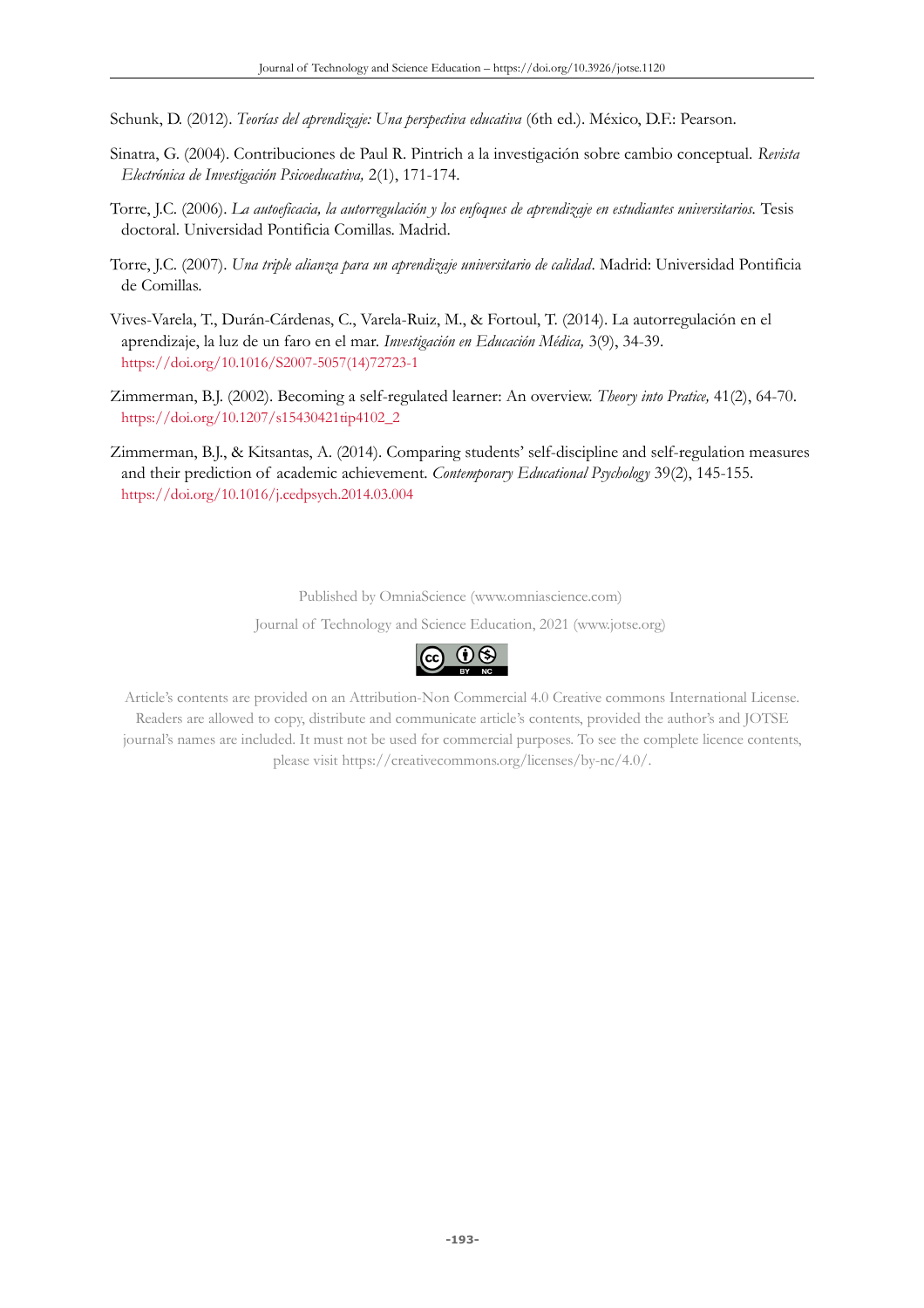Schunk, D. (2012). *Teorías del aprendizaje: Una perspectiva educativa* (6th ed.). México, D.F.: Pearson.

Sinatra, G. (2004). Contribuciones de Paul R. Pintrich a la investigación sobre cambio conceptual. *Revista Electrónica de Investigación Psicoeducativa,* 2(1), 171-174.

Torre, J.C. (2006). *La autoeficacia, la autorregulación y los enfoques de aprendizaje en estudiantes universitarios.* Tesis doctoral. Universidad Pontificia Comillas. Madrid.

Torre, J.C. (2007). *Una triple alianza para un aprendizaje universitario de calidad*. Madrid: Universidad Pontificia de Comillas.

Vives-Varela, T., Durán-Cárdenas, C., Varela-Ruiz, M., & Fortoul, T. (2014). La autorregulación en el aprendizaje, la luz de un faro en el mar. *Investigación en Educación Médica,* 3(9), 34-39. https://doi.org/10.1016/S2007-5057(14)72723-1

Zimmerman, B.J. (2002). Becoming a self-regulated learner: An overview. *Theory into Pratice,* 41(2), 64-70. https://doi.org/10.1207/s15430421tip4102_2

Zimmerman, B.J., & Kitsantas, A. (2014). Comparing students' self-discipline and self-regulation measures and their prediction of academic achievement. *Contemporary Educational Psychology* 39(2), 145-155. https://doi.org/10.1016/j.cedpsych.2014.03.004

Published by OmniaScience (www.omniascience.com)

Journal of Technology and Science Education, 2021 (www.jotse.org)

Article's contents are provided on an Attribution-Non Commercial 4.0 Creative commons International License. Readers are allowed to copy, distribute and communicate article's contents, provided the author's and JOTSE journal's names are included. It must not be used for commercial purposes. To see the complete licence contents, please visit https://creativecommons.org/licenses/by-nc/4.0/.